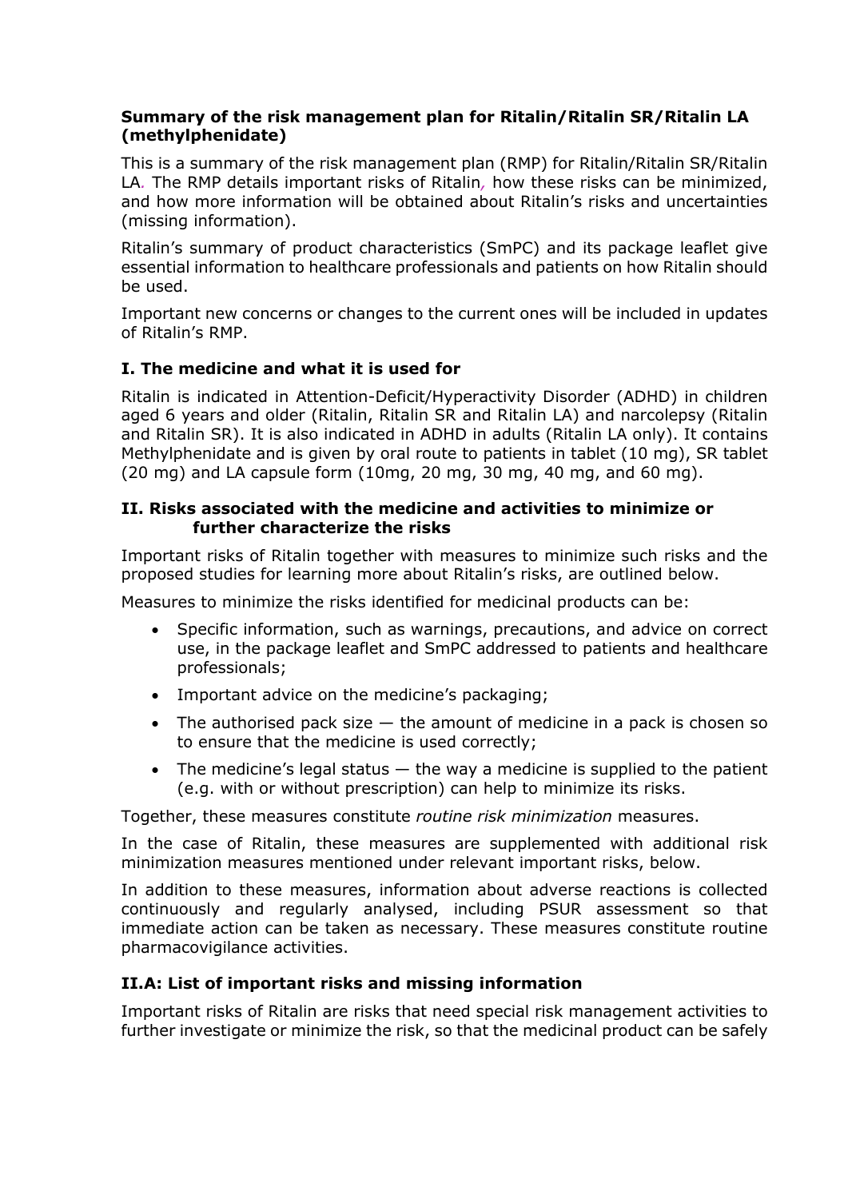**Summary of the risk management plan for Ritalin/Ritalin SR/Ritalin LA (methylphenidate)**

This is a summary of the risk management plan (RMP) for Ritalin/Ritalin SR/Ritalin LA. The RMP details important risks of Ritalin, how these risks can be minimized, and how more information will be obtained about Ritalin's risks and uncertainties (missing information).

Ritalin's summary of product characteristics (SmPC) and its package leaflet give essential information to healthcare professionals and patients on how Ritalin should be used.

Important new concerns or changes to the current ones will be included in updates of Ritalin's RMP.

## I. The medicine and what it is used for

Ritalin is indicated in Attention-Deficit/Hyperactivity Disorder (ADHD) in children aged 6 years and older (Ritalin, Ritalin SR and Ritalin LA) and narcolepsy (Ritalin and Ritalin SR). It is also indicated in ADHD in adults (Ritalin LA only). It contains Methylphenidate and is given by oral route to patients in tablet (10 mg), SR tablet (20 mg) and LA capsule form (10mg, 20 mg, 30 mg, 40 mg, and 60 mg).

## II. Risks associated with the medicine and activities to minimize or further characterize the risks

Important risks of Ritalin together with measures to minimize such risks and the proposed studies for learning more about Ritalin's risks, are outlined below.

Measures to minimize the risks identified for medicinal products can be:

- Specific information, such as warnings, precautions, and advice on correct use, in the package leaflet and SmPC addressed to patients and healthcare professionals;
- Important advice on the medicine's packaging;
- The authorised pack size — the amount of medicine in a pack is chosen so to ensure that the medicine is used correctly;
- The medicine's legal status — the way a medicine is supplied to the patient (e.g. with or without prescription) can help to minimize its risks.

Together, these measures constitute *routine risk minimization* measures.

In the case of Ritalin, these measures are supplemented with additional risk minimization measures mentioned under relevant important risks, below.

In addition to these measures, information about adverse reactions is collected continuously and regularly analysed, including PSUR assessment so that immediate action can be taken as necessary. These measures constitute routine pharmacovigilance activities.

## II.A: List of important risks and missing information

Important risks of Ritalin are risks that need special risk management activities to further investigate or minimize the risk, so that the medicinal product can be safely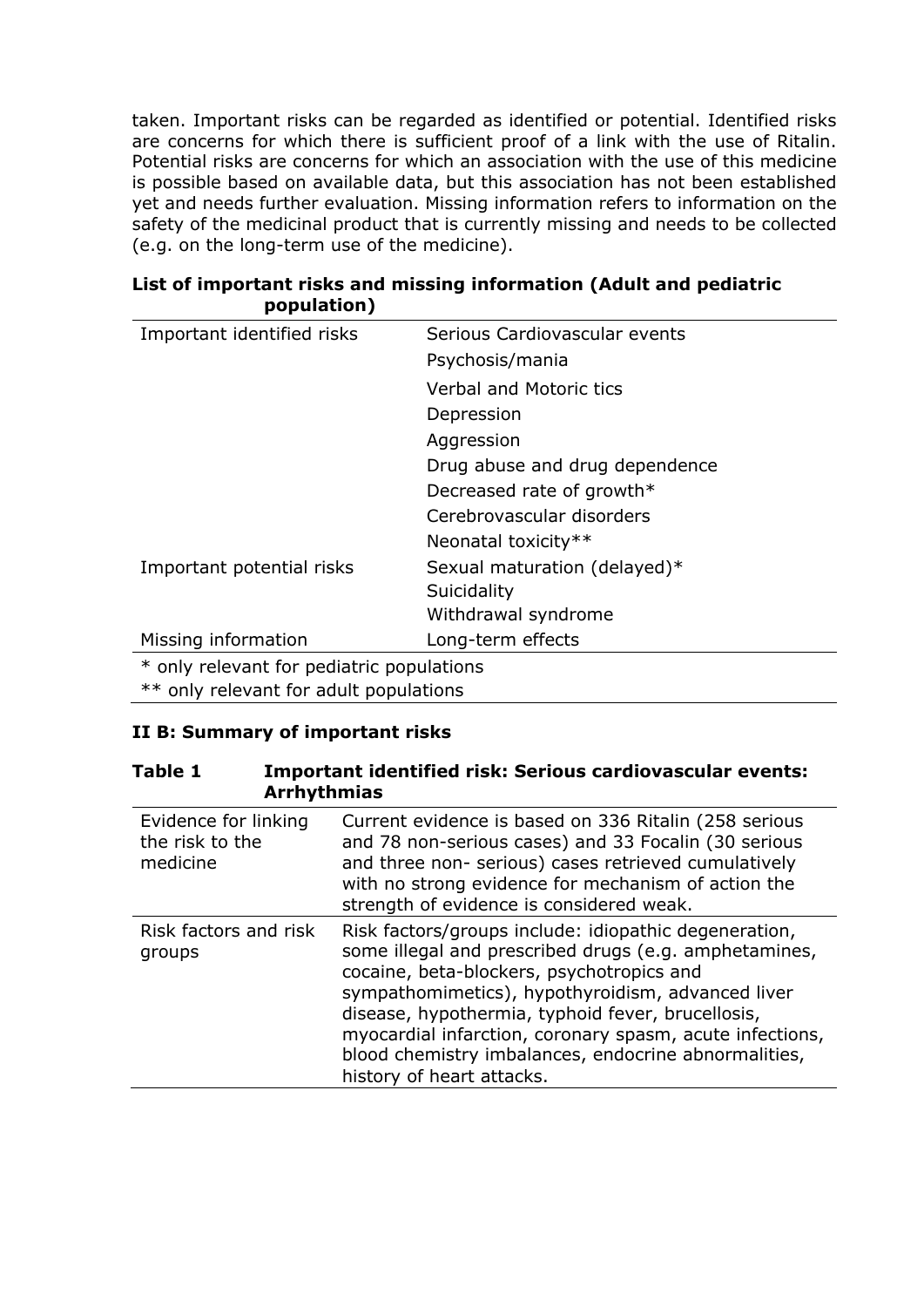taken. Important risks can be regarded as identified or potential. Identified risks are concerns for which there is sufficient proof of a link with the use of Ritalin. Potential risks are concerns for which an association with the use of this medicine is possible based on available data, but this association has not been established yet and needs further evaluation. Missing information refers to information on the safety of the medicinal product that is currently missing and needs to be collected (e.g. on the long-term use of the medicine).

**List of important risks and missing information (Adult and pediatric population)**

| | |
|---|---|
| Important identified risks | Serious Cardiovascular events |
| | Psychosis/mania |
| | Verbal and Motoric tics |
| | Depression |
| | Aggression |
| | Drug abuse and drug dependence |
| | Decreased rate of growth* |
| | Cerebrovascular disorders |
| | Neonatal toxicity** |
| Important potential risks | Sexual maturation (delayed)* |
| | Suicidality |
| | Withdrawal syndrome |
| Missing information | Long-term effects |

\* only relevant for pediatric populations
\*\* only relevant for adult populations

### II B: Summary of important risks

**Table 1 Important identified risk: Serious cardiovascular events: Arrhythmias**

| | |
|---|---|
| Evidence for linking the risk to the medicine | Current evidence is based on 336 Ritalin (258 serious and 78 non-serious cases) and 33 Focalin (30 serious and three non- serious) cases retrieved cumulatively with no strong evidence for mechanism of action the strength of evidence is considered weak. |
| Risk factors and risk groups | Risk factors/groups include: idiopathic degeneration, some illegal and prescribed drugs (e.g. amphetamines, cocaine, beta-blockers, psychotropics and sympathomimetics), hypothyroidism, advanced liver disease, hypothermia, typhoid fever, brucellosis, myocardial infarction, coronary spasm, acute infections, blood chemistry imbalances, endocrine abnormalities, history of heart attacks. |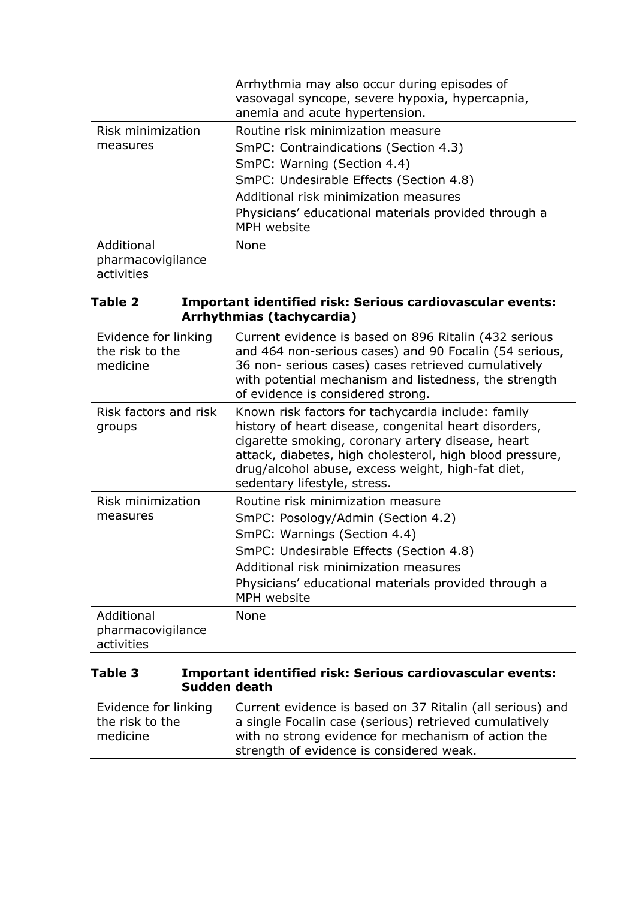|  |  |
| --- | --- |
|  | Arrhythmia may also occur during episodes of vasovagal syncope, severe hypoxia, hypercapnia, anemia and acute hypertension. |
| Risk minimization measures | Routine risk minimization measure<br>SmPC: Contraindications (Section 4.3)<br>SmPC: Warning (Section 4.4)<br>SmPC: Undesirable Effects (Section 4.8)<br>Additional risk minimization measures<br>Physicians' educational materials provided through a MPH website |
| Additional pharmacovigilance activities | None |

**Table 2 Important identified risk: Serious cardiovascular events: Arrhythmias (tachycardia)**

|  |  |
| --- | --- |
| Evidence for linking the risk to the medicine | Current evidence is based on 896 Ritalin (432 serious and 464 non-serious cases) and 90 Focalin (54 serious, 36 non- serious cases) cases retrieved cumulatively with potential mechanism and listedness, the strength of evidence is considered strong. |
| Risk factors and risk groups | Known risk factors for tachycardia include: family history of heart disease, congenital heart disorders, cigarette smoking, coronary artery disease, heart attack, diabetes, high cholesterol, high blood pressure, drug/alcohol abuse, excess weight, high-fat diet, sedentary lifestyle, stress. |
| Risk minimization measures | Routine risk minimization measure<br>SmPC: Posology/Admin (Section 4.2)<br>SmPC: Warnings (Section 4.4)<br>SmPC: Undesirable Effects (Section 4.8)<br>Additional risk minimization measures<br>Physicians' educational materials provided through a MPH website |
| Additional pharmacovigilance activities | None |

**Table 3 Important identified risk: Serious cardiovascular events: Sudden death**

|  |  |
| --- | --- |
| Evidence for linking the risk to the medicine | Current evidence is based on 37 Ritalin (all serious) and a single Focalin case (serious) retrieved cumulatively with no strong evidence for mechanism of action the strength of evidence is considered weak. |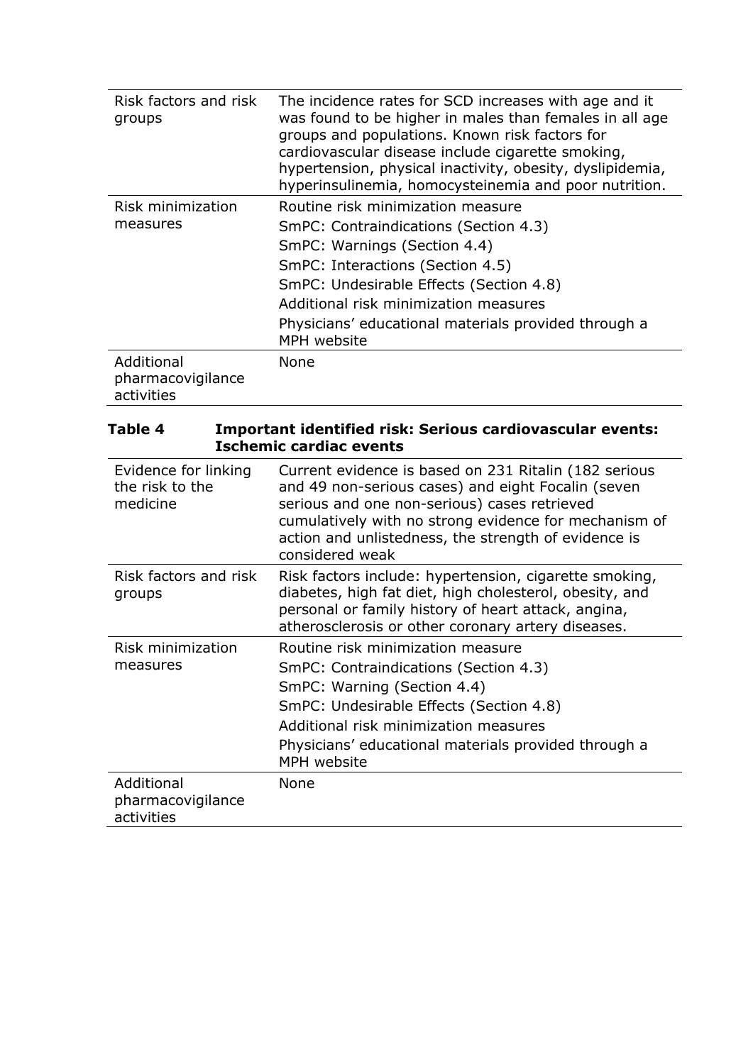| | |
|---|---|
| Risk factors and risk groups | The incidence rates for SCD increases with age and it was found to be higher in males than females in all age groups and populations. Known risk factors for cardiovascular disease include cigarette smoking, hypertension, physical inactivity, obesity, dyslipidemia, hyperinsulinemia, homocysteinemia and poor nutrition. |
| Risk minimization measures | Routine risk minimization measure<br>SmPC: Contraindications (Section 4.3)<br>SmPC: Warnings (Section 4.4)<br>SmPC: Interactions (Section 4.5)<br>SmPC: Undesirable Effects (Section 4.8)<br>Additional risk minimization measures<br>Physicians' educational materials provided through a MPH website |
| Additional pharmacovigilance activities | None |

**Table 4 Important identified risk: Serious cardiovascular events: Ischemic cardiac events**

| | |
|---|---|
| Evidence for linking the risk to the medicine | Current evidence is based on 231 Ritalin (182 serious and 49 non-serious cases) and eight Focalin (seven serious and one non-serious) cases retrieved cumulatively with no strong evidence for mechanism of action and unlistedness, the strength of evidence is considered weak |
| Risk factors and risk groups | Risk factors include: hypertension, cigarette smoking, diabetes, high fat diet, high cholesterol, obesity, and personal or family history of heart attack, angina, atherosclerosis or other coronary artery diseases. |
| Risk minimization measures | Routine risk minimization measure<br>SmPC: Contraindications (Section 4.3)<br>SmPC: Warning (Section 4.4)<br>SmPC: Undesirable Effects (Section 4.8)<br>Additional risk minimization measures<br>Physicians' educational materials provided through a MPH website |
| Additional pharmacovigilance activities | None |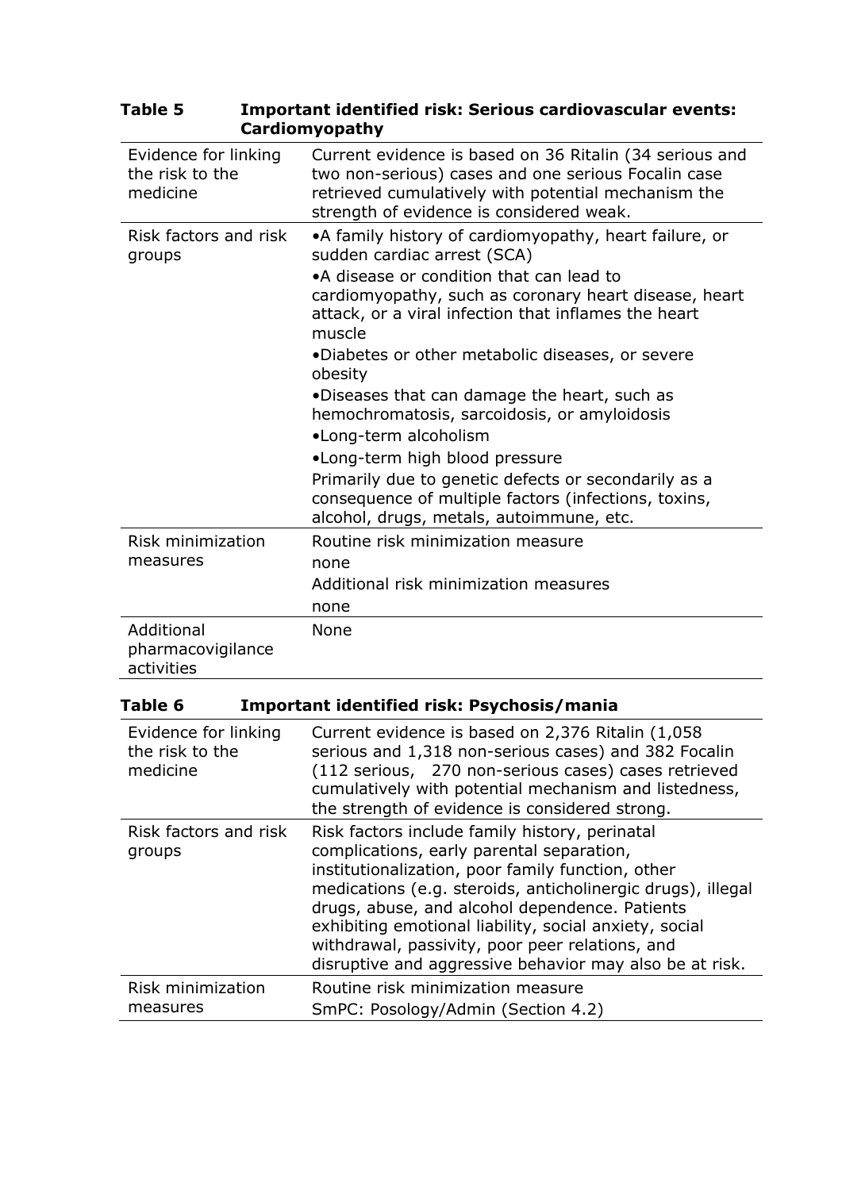**Table 5 Important identified risk: Serious cardiovascular events: Cardiomyopathy**

| | |
|---|---|
| Evidence for linking the risk to the medicine | Current evidence is based on 36 Ritalin (34 serious and two non-serious) cases and one serious Focalin case retrieved cumulatively with potential mechanism the strength of evidence is considered weak. |
| Risk factors and risk groups | •A family history of cardiomyopathy, heart failure, or sudden cardiac arrest (SCA)<br>•A disease or condition that can lead to cardiomyopathy, such as coronary heart disease, heart attack, or a viral infection that inflames the heart muscle<br>•Diabetes or other metabolic diseases, or severe obesity<br>•Diseases that can damage the heart, such as hemochromatosis, sarcoidosis, or amyloidosis<br>•Long-term alcoholism<br>•Long-term high blood pressure<br>Primarily due to genetic defects or secondarily as a consequence of multiple factors (infections, toxins, alcohol, drugs, metals, autoimmune, etc. |
| Risk minimization measures | Routine risk minimization measure<br>none<br>Additional risk minimization measures<br>none |
| Additional pharmacovigilance activities | None |

**Table 6 Important identified risk: Psychosis/mania**

| | |
|---|---|
| Evidence for linking the risk to the medicine | Current evidence is based on 2,376 Ritalin (1,058 serious and 1,318 non-serious cases) and 382 Focalin (112 serious, 270 non-serious cases) cases retrieved cumulatively with potential mechanism and listedness, the strength of evidence is considered strong. |
| Risk factors and risk groups | Risk factors include family history, perinatal complications, early parental separation, institutionalization, poor family function, other medications (e.g. steroids, anticholinergic drugs), illegal drugs, abuse, and alcohol dependence. Patients exhibiting emotional liability, social anxiety, social withdrawal, passivity, poor peer relations, and disruptive and aggressive behavior may also be at risk. |
| Risk minimization measures | Routine risk minimization measure<br>SmPC: Posology/Admin (Section 4.2) |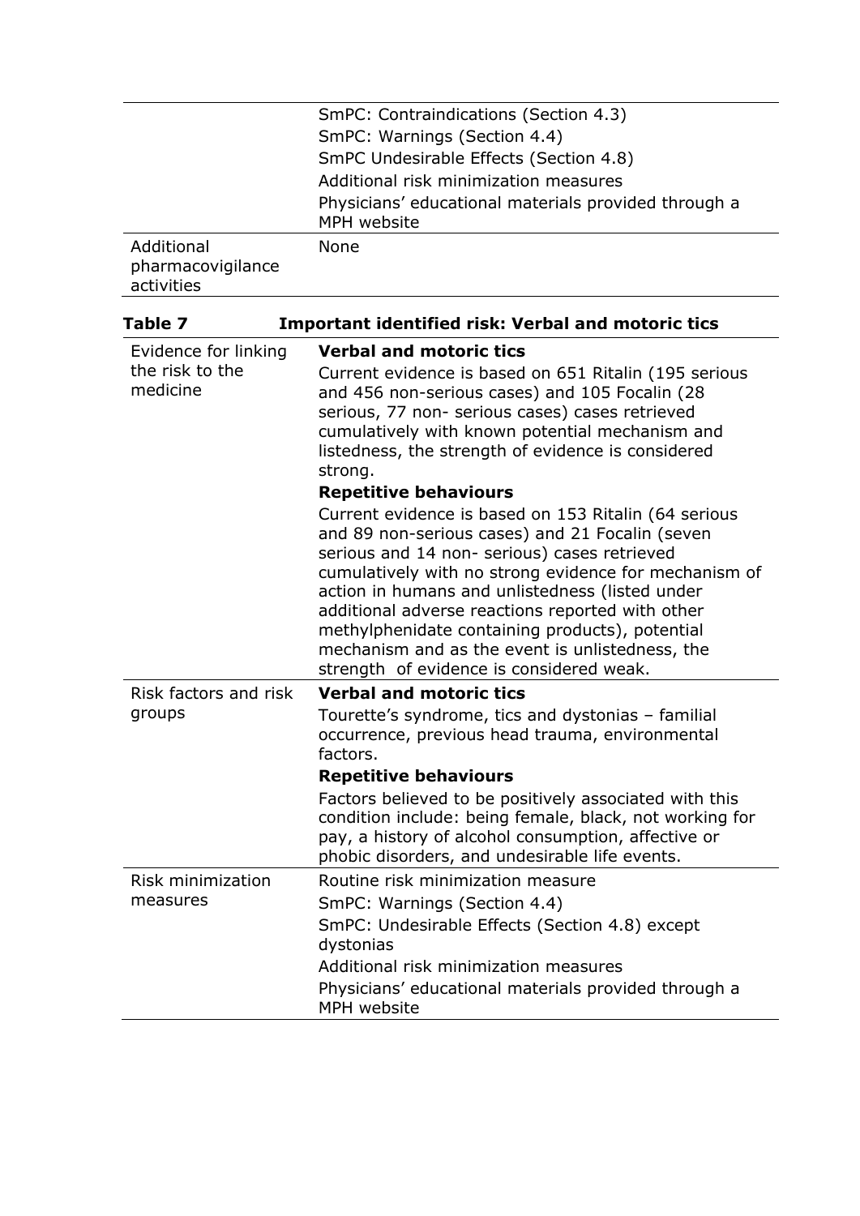| | |
|---|---|
| | SmPC: Contraindications (Section 4.3)<br>SmPC: Warnings (Section 4.4)<br>SmPC Undesirable Effects (Section 4.8)<br>Additional risk minimization measures<br>Physicians' educational materials provided through a MPH website |
| Additional pharmacovigilance activities | None |

**Table 7 Important identified risk: Verbal and motoric tics**

| | |
|---|---|
| Evidence for linking the risk to the medicine | **Verbal and motoric tics**<br>Current evidence is based on 651 Ritalin (195 serious and 456 non-serious cases) and 105 Focalin (28 serious, 77 non- serious cases) cases retrieved cumulatively with known potential mechanism and listedness, the strength of evidence is considered strong.<br>**Repetitive behaviours**<br>Current evidence is based on 153 Ritalin (64 serious and 89 non-serious cases) and 21 Focalin (seven serious and 14 non- serious) cases retrieved cumulatively with no strong evidence for mechanism of action in humans and unlistedness (listed under additional adverse reactions reported with other methylphenidate containing products), potential mechanism and as the event is unlistedness, the strength of evidence is considered weak. |
| Risk factors and risk groups | **Verbal and motoric tics**<br>Tourette's syndrome, tics and dystonias – familial occurrence, previous head trauma, environmental factors.<br>**Repetitive behaviours**<br>Factors believed to be positively associated with this condition include: being female, black, not working for pay, a history of alcohol consumption, affective or phobic disorders, and undesirable life events. |
| Risk minimization measures | Routine risk minimization measure<br>SmPC: Warnings (Section 4.4)<br>SmPC: Undesirable Effects (Section 4.8) except dystonias<br>Additional risk minimization measures<br>Physicians' educational materials provided through a MPH website |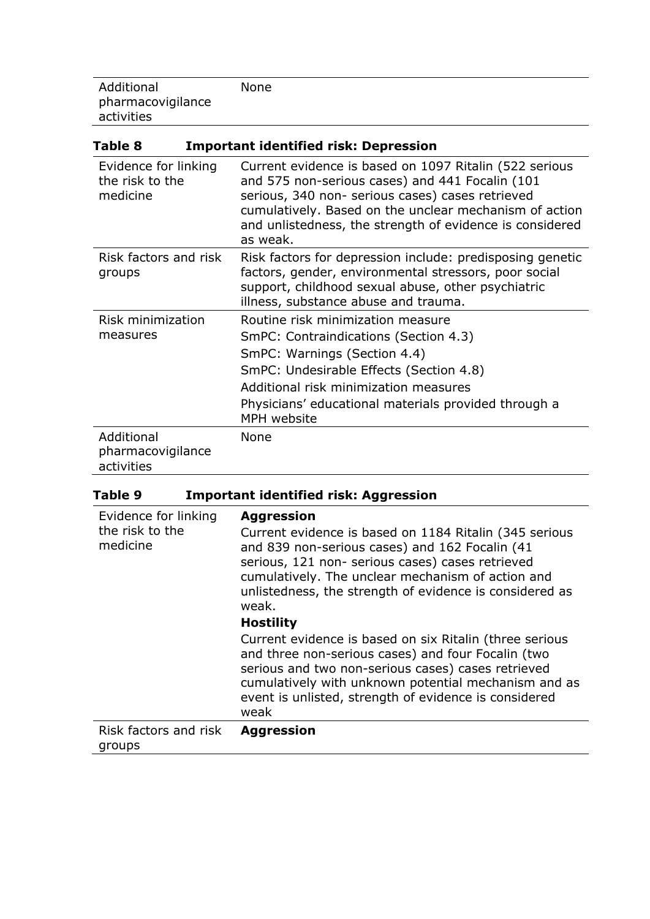| | |
|---|---|
| Additional pharmacovigilance activities | None |

**Table 8 Important identified risk: Depression**

| | |
|---|---|
| Evidence for linking the risk to the medicine | Current evidence is based on 1097 Ritalin (522 serious and 575 non-serious cases) and 441 Focalin (101 serious, 340 non- serious cases) cases retrieved cumulatively. Based on the unclear mechanism of action and unlistedness, the strength of evidence is considered as weak. |
| Risk factors and risk groups | Risk factors for depression include: predisposing genetic factors, gender, environmental stressors, poor social support, childhood sexual abuse, other psychiatric illness, substance abuse and trauma. |
| Risk minimization measures | Routine risk minimization measure<br>SmPC: Contraindications (Section 4.3)<br>SmPC: Warnings (Section 4.4)<br>SmPC: Undesirable Effects (Section 4.8)<br>Additional risk minimization measures<br>Physicians' educational materials provided through a MPH website |
| Additional pharmacovigilance activities | None |

**Table 9 Important identified risk: Aggression**

| | |
|---|---|
| Evidence for linking the risk to the medicine | **Aggression**<br>Current evidence is based on 1184 Ritalin (345 serious and 839 non-serious cases) and 162 Focalin (41 serious, 121 non- serious cases) cases retrieved cumulatively. The unclear mechanism of action and unlistedness, the strength of evidence is considered as weak.<br>**Hostility**<br>Current evidence is based on six Ritalin (three serious and three non-serious cases) and four Focalin (two serious and two non-serious cases) cases retrieved cumulatively with unknown potential mechanism and as event is unlisted, strength of evidence is considered weak |
| Risk factors and risk groups | **Aggression** |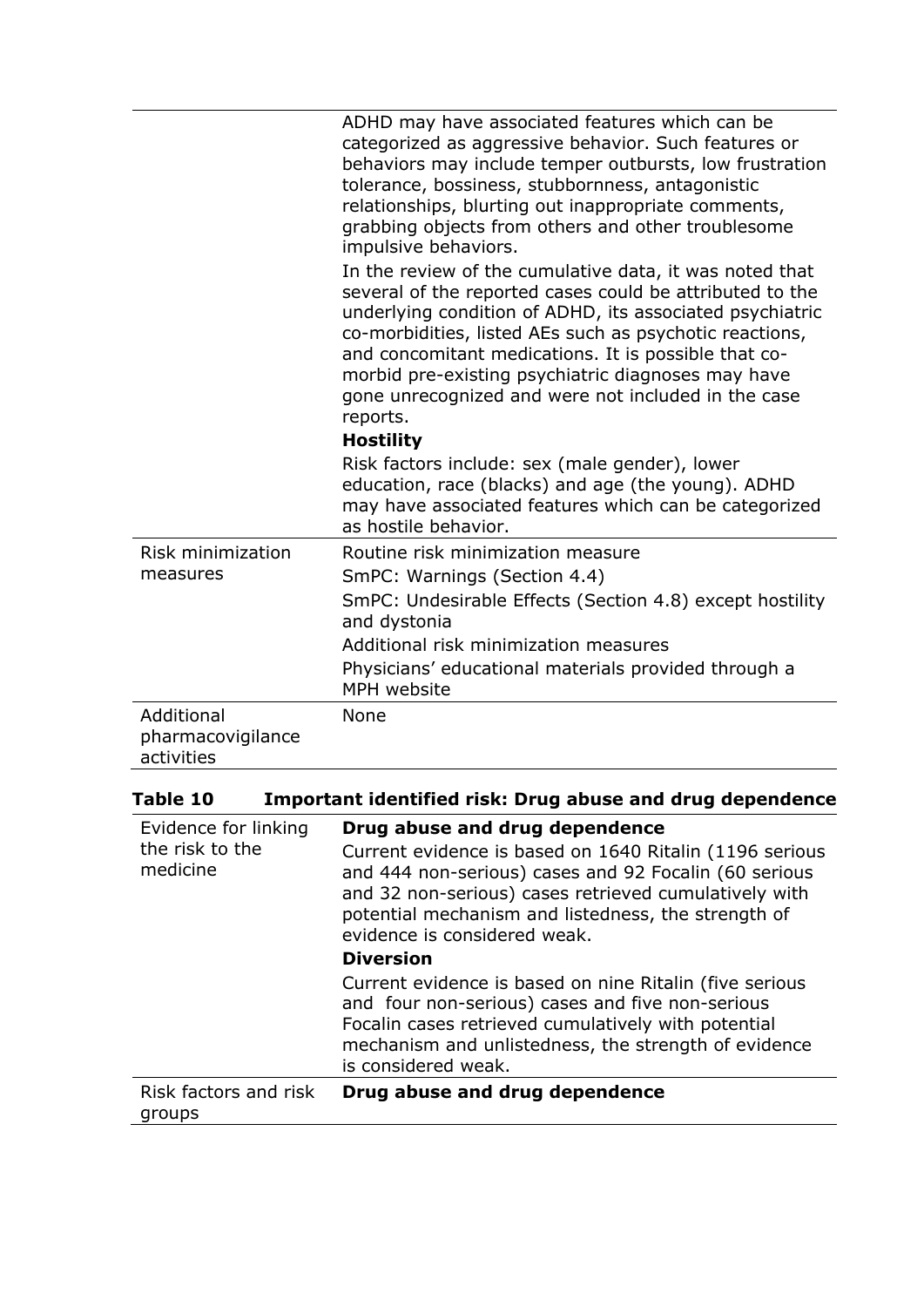| | |
|---|---|
| | ADHD may have associated features which can be categorized as aggressive behavior. Such features or behaviors may include temper outbursts, low frustration tolerance, bossiness, stubbornness, antagonistic relationships, blurting out inappropriate comments, grabbing objects from others and other troublesome impulsive behaviors.<br>In the review of the cumulative data, it was noted that several of the reported cases could be attributed to the underlying condition of ADHD, its associated psychiatric co-morbidities, listed AEs such as psychotic reactions, and concomitant medications. It is possible that co-morbid pre-existing psychiatric diagnoses may have gone unrecognized and were not included in the case reports.<br>**Hostility**<br>Risk factors include: sex (male gender), lower education, race (blacks) and age (the young). ADHD may have associated features which can be categorized as hostile behavior. |
| Risk minimization measures | Routine risk minimization measure<br>SmPC: Warnings (Section 4.4)<br>SmPC: Undesirable Effects (Section 4.8) except hostility and dystonia<br>Additional risk minimization measures<br>Physicians' educational materials provided through a MPH website |
| Additional pharmacovigilance activities | None |

**Table 10 Important identified risk: Drug abuse and drug dependence**

| | |
|---|---|
| Evidence for linking the risk to the medicine | **Drug abuse and drug dependence**<br>Current evidence is based on 1640 Ritalin (1196 serious and 444 non-serious) cases and 92 Focalin (60 serious and 32 non-serious) cases retrieved cumulatively with potential mechanism and listedness, the strength of evidence is considered weak.<br>**Diversion**<br>Current evidence is based on nine Ritalin (five serious and four non-serious) cases and five non-serious Focalin cases retrieved cumulatively with potential mechanism and unlistedness, the strength of evidence is considered weak. |
| Risk factors and risk groups | **Drug abuse and drug dependence** |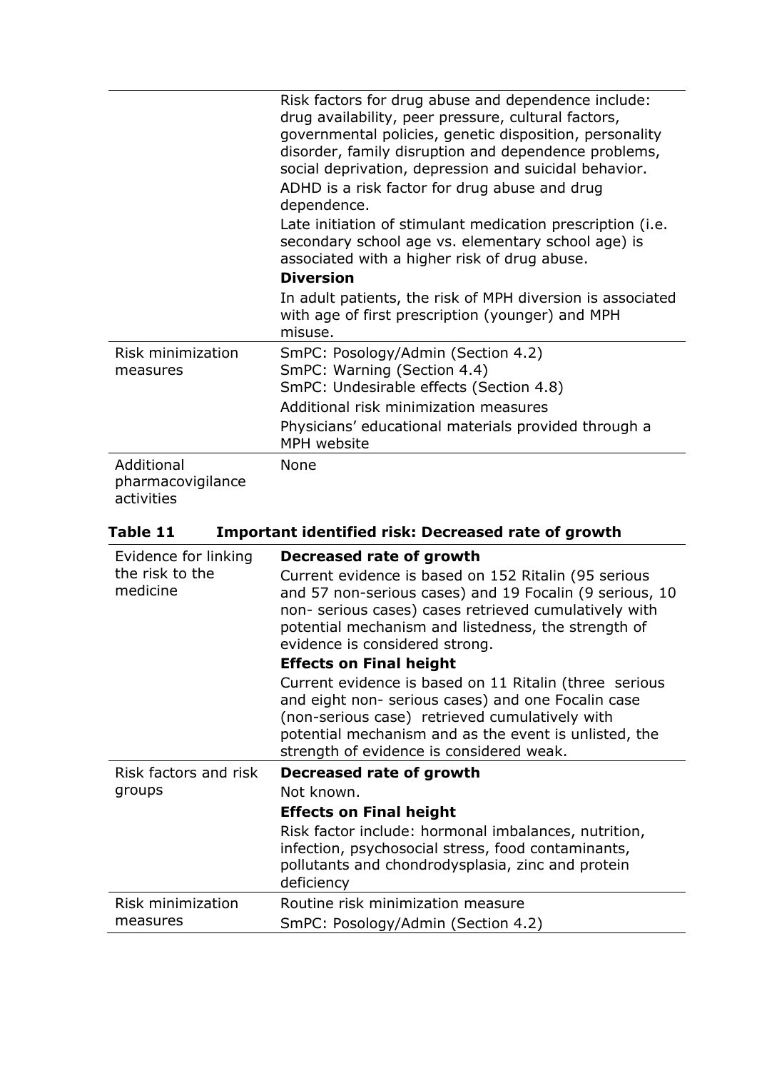| | |
|---|---|
| | Risk factors for drug abuse and dependence include: drug availability, peer pressure, cultural factors, governmental policies, genetic disposition, personality disorder, family disruption and dependence problems, social deprivation, depression and suicidal behavior.<br>ADHD is a risk factor for drug abuse and drug dependence.<br>Late initiation of stimulant medication prescription (i.e. secondary school age vs. elementary school age) is associated with a higher risk of drug abuse.<br>**Diversion**<br>In adult patients, the risk of MPH diversion is associated with age of first prescription (younger) and MPH misuse. |
| Risk minimization measures | SmPC: Posology/Admin (Section 4.2)<br>SmPC: Warning (Section 4.4)<br>SmPC: Undesirable effects (Section 4.8)<br>Additional risk minimization measures<br>Physicians' educational materials provided through a MPH website |
| Additional pharmacovigilance activities | None |

**Table 11 Important identified risk: Decreased rate of growth**

| | |
|---|---|
| Evidence for linking the risk to the medicine | **Decreased rate of growth**<br>Current evidence is based on 152 Ritalin (95 serious and 57 non-serious cases) and 19 Focalin (9 serious, 10 non- serious cases) cases retrieved cumulatively with potential mechanism and listedness, the strength of evidence is considered strong.<br>**Effects on Final height**<br>Current evidence is based on 11 Ritalin (three serious and eight non- serious cases) and one Focalin case (non-serious case) retrieved cumulatively with potential mechanism and as the event is unlisted, the strength of evidence is considered weak. |
| Risk factors and risk groups | **Decreased rate of growth**<br>Not known.<br>**Effects on Final height**<br>Risk factor include: hormonal imbalances, nutrition, infection, psychosocial stress, food contaminants, pollutants and chondrodysplasia, zinc and protein deficiency |
| Risk minimization measures | Routine risk minimization measure<br>SmPC: Posology/Admin (Section 4.2) |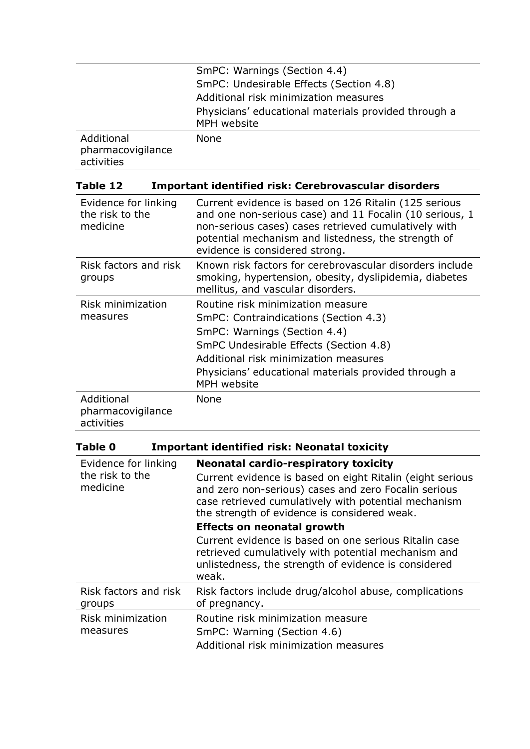| | |
|---|---|
| | SmPC: Warnings (Section 4.4)<br>SmPC: Undesirable Effects (Section 4.8)<br>Additional risk minimization measures<br>Physicians' educational materials provided through a MPH website |
| Additional pharmacovigilance activities | None |

**Table 12 Important identified risk: Cerebrovascular disorders**

| | |
|---|---|
| Evidence for linking the risk to the medicine | Current evidence is based on 126 Ritalin (125 serious and one non-serious case) and 11 Focalin (10 serious, 1 non-serious cases) cases retrieved cumulatively with potential mechanism and listedness, the strength of evidence is considered strong. |
| Risk factors and risk groups | Known risk factors for cerebrovascular disorders include smoking, hypertension, obesity, dyslipidemia, diabetes mellitus, and vascular disorders. |
| Risk minimization measures | Routine risk minimization measure<br>SmPC: Contraindications (Section 4.3)<br>SmPC: Warnings (Section 4.4)<br>SmPC Undesirable Effects (Section 4.8)<br>Additional risk minimization measures<br>Physicians' educational materials provided through a MPH website |
| Additional pharmacovigilance activities | None |

**Table 0 Important identified risk: Neonatal toxicity**

| | |
|---|---|
| Evidence for linking the risk to the medicine | **Neonatal cardio-respiratory toxicity**<br>Current evidence is based on eight Ritalin (eight serious and zero non-serious) cases and zero Focalin serious case retrieved cumulatively with potential mechanism the strength of evidence is considered weak.<br>**Effects on neonatal growth**<br>Current evidence is based on one serious Ritalin case retrieved cumulatively with potential mechanism and unlistedness, the strength of evidence is considered weak. |
| Risk factors and risk groups | Risk factors include drug/alcohol abuse, complications of pregnancy. |
| Risk minimization measures | Routine risk minimization measure<br>SmPC: Warning (Section 4.6)<br>Additional risk minimization measures |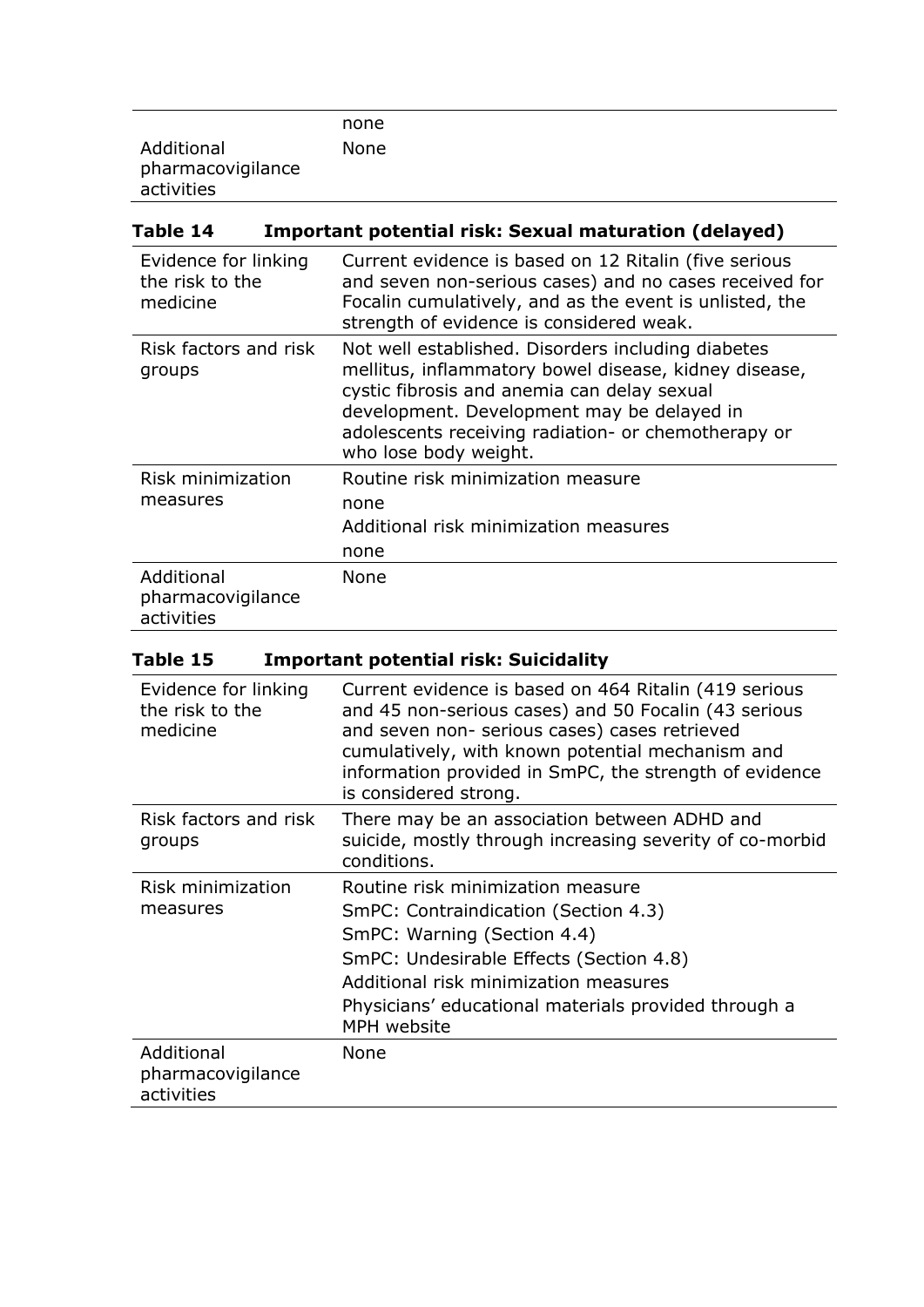| | |
|---|---|
| | none |
| Additional pharmacovigilance activities | None |

**Table 14 Important potential risk: Sexual maturation (delayed)**

| | |
|---|---|
| Evidence for linking the risk to the medicine | Current evidence is based on 12 Ritalin (five serious and seven non-serious cases) and no cases received for Focalin cumulatively, and as the event is unlisted, the strength of evidence is considered weak. |
| Risk factors and risk groups | Not well established. Disorders including diabetes mellitus, inflammatory bowel disease, kidney disease, cystic fibrosis and anemia can delay sexual development. Development may be delayed in adolescents receiving radiation- or chemotherapy or who lose body weight. |
| Risk minimization measures | Routine risk minimization measure<br>none<br>Additional risk minimization measures<br>none |
| Additional pharmacovigilance activities | None |

**Table 15 Important potential risk: Suicidality**

| | |
|---|---|
| Evidence for linking the risk to the medicine | Current evidence is based on 464 Ritalin (419 serious and 45 non-serious cases) and 50 Focalin (43 serious and seven non- serious cases) cases retrieved cumulatively, with known potential mechanism and information provided in SmPC, the strength of evidence is considered strong. |
| Risk factors and risk groups | There may be an association between ADHD and suicide, mostly through increasing severity of co-morbid conditions. |
| Risk minimization measures | Routine risk minimization measure<br>SmPC: Contraindication (Section 4.3)<br>SmPC: Warning (Section 4.4)<br>SmPC: Undesirable Effects (Section 4.8)<br>Additional risk minimization measures<br>Physicians' educational materials provided through a MPH website |
| Additional pharmacovigilance activities | None |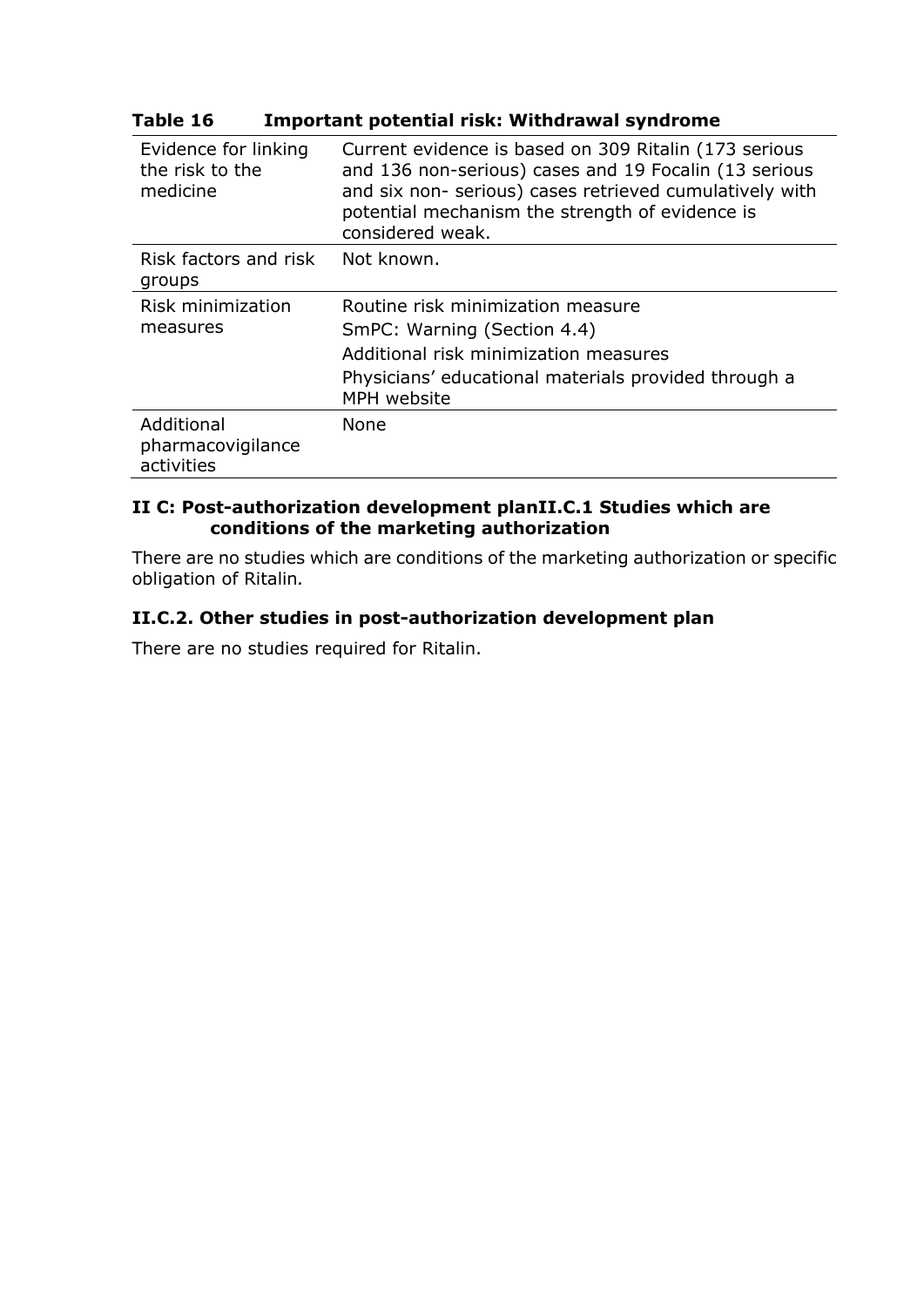**Table 16 Important potential risk: Withdrawal syndrome**

| | |
|---|---|
| Evidence for linking the risk to the medicine | Current evidence is based on 309 Ritalin (173 serious and 136 non-serious) cases and 19 Focalin (13 serious and six non- serious) cases retrieved cumulatively with potential mechanism the strength of evidence is considered weak. |
| Risk factors and risk groups | Not known. |
| Risk minimization measures | Routine risk minimization measure<br>SmPC: Warning (Section 4.4)<br>Additional risk minimization measures<br>Physicians' educational materials provided through a MPH website |
| Additional pharmacovigilance activities | None |

### II C: Post-authorization development planII.C.1 Studies which are conditions of the marketing authorization

There are no studies which are conditions of the marketing authorization or specific obligation of Ritalin.

### II.C.2. Other studies in post-authorization development plan

There are no studies required for Ritalin.